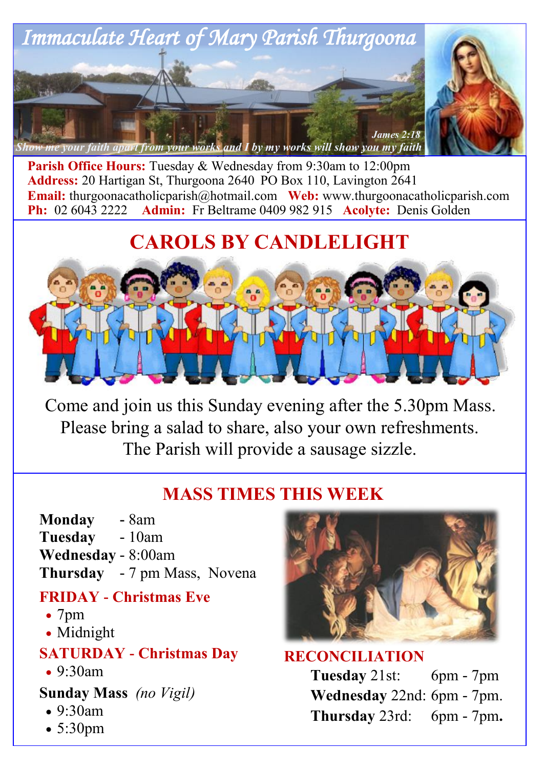# Immaculate Heart of Mary Parish Thurgoona

*Show me your faith apart from your works and I by my works will show you my faith*

*James 2:18*

**Parish Office Hours:** Tuesday & Wednesday from 9:30am to 12:00pm
**Address:** 20 Hartigan St, Thurgoona 2640 PO Box 110, Lavington 2641
**Email:** thurgoonacatholicparish@hotmail.com **Web:** www.thurgoonacatholicparish.com
**Ph:** 02 6043 2222 **Admin:** Fr Beltrame 0409 982 915 **Acolyte:** Denis Golden

## CAROLS BY CANDLELIGHT

Come and join us this Sunday evening after the 5.30pm Mass.
Please bring a salad to share, also your own refreshments.
The Parish will provide a sausage sizzle.

## MASS TIMES THIS WEEK

**Monday** - 8am
**Tuesday** - 10am
**Wednesday** - 8:00am
**Thursday** - 7 pm Mass, Novena

**FRIDAY - Christmas Eve**

- 7pm
- Midnight

**SATURDAY - Christmas Day**

- 9:30am

**Sunday Mass** *(no Vigil)*

- 9:30am
- 5:30pm

**RECONCILIATION**

**Tuesday** 21st: 6pm - 7pm
**Wednesday** 22nd: 6pm - 7pm.
**Thursday** 23rd: 6pm - 7pm.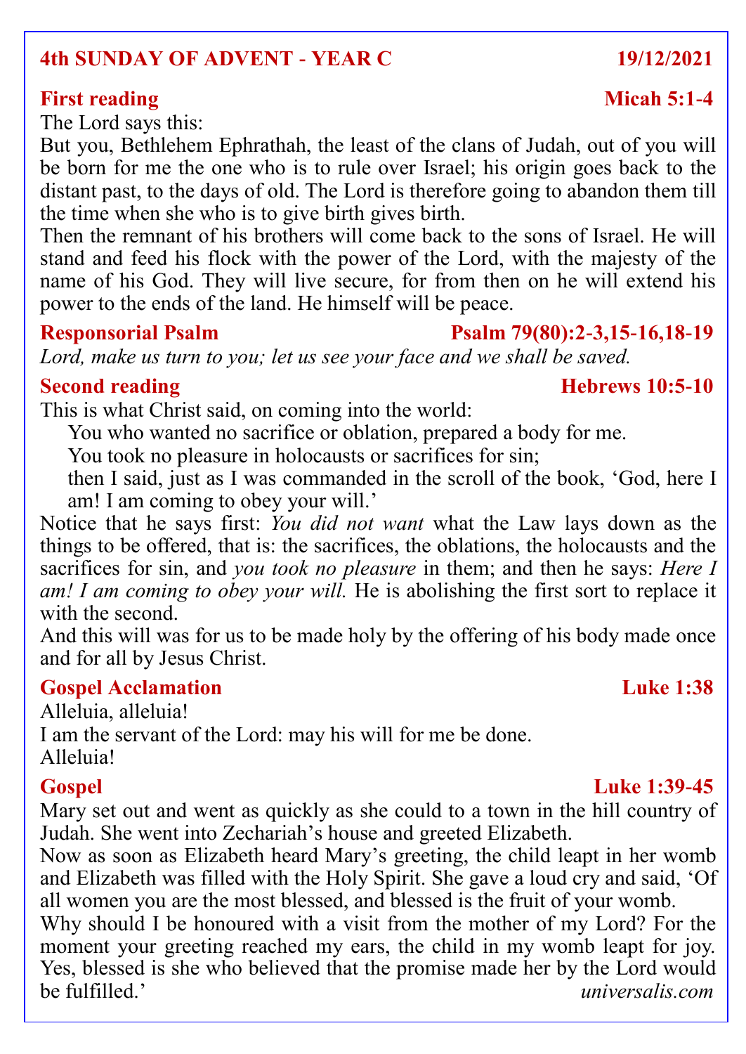## 4th SUNDAY OF ADVENT - YEAR C — 19/12/2021

### First reading — Micah 5:1-4

The Lord says this:

But you, Bethlehem Ephrathah, the least of the clans of Judah, out of you will be born for me the one who is to rule over Israel; his origin goes back to the distant past, to the days of old. The Lord is therefore going to abandon them till the time when she who is to give birth gives birth.

Then the remnant of his brothers will come back to the sons of Israel. He will stand and feed his flock with the power of the Lord, with the majesty of the name of his God. They will live secure, for from then on he will extend his power to the ends of the land. He himself will be peace.

### Responsorial Psalm — Psalm 79(80):2-3,15-16,18-19

*Lord, make us turn to you; let us see your face and we shall be saved.*

### Second reading — Hebrews 10:5-10

This is what Christ said, on coming into the world:

> You who wanted no sacrifice or oblation, prepared a body for me.
> You took no pleasure in holocausts or sacrifices for sin;
> then I said, just as I was commanded in the scroll of the book, 'God, here I am! I am coming to obey your will.'

Notice that he says first: *You did not want* what the Law lays down as the things to be offered, that is: the sacrifices, the oblations, the holocausts and the sacrifices for sin, and *you took no pleasure* in them; and then he says: *Here I am! I am coming to obey your will.* He is abolishing the first sort to replace it with the second.

And this will was for us to be made holy by the offering of his body made once and for all by Jesus Christ.

### Gospel Acclamation — Luke 1:38

Alleluia, alleluia!
I am the servant of the Lord: may his will for me be done.
Alleluia!

### Gospel — Luke 1:39-45

Mary set out and went as quickly as she could to a town in the hill country of Judah. She went into Zechariah's house and greeted Elizabeth.

Now as soon as Elizabeth heard Mary's greeting, the child leapt in her womb and Elizabeth was filled with the Holy Spirit. She gave a loud cry and said, 'Of all women you are the most blessed, and blessed is the fruit of your womb. Why should I be honoured with a visit from the mother of my Lord? For the moment your greeting reached my ears, the child in my womb leapt for joy. Yes, blessed is she who believed that the promise made her by the Lord would be fulfilled.'

*universalis.com*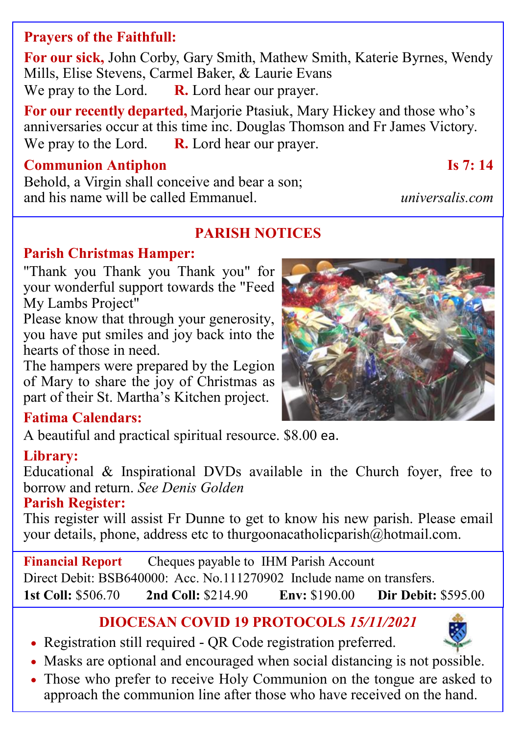## Prayers of the Faithfull:

**For our sick,** John Corby, Gary Smith, Mathew Smith, Katerie Byrnes, Wendy Mills, Elise Stevens, Carmel Baker, & Laurie Evans
We pray to the Lord. **R.** Lord hear our prayer.

**For our recently departed,** Marjorie Ptasiuk, Mary Hickey and those who's anniversaries occur at this time inc. Douglas Thomson and Fr James Victory.
We pray to the Lord. **R.** Lord hear our prayer.

**Communion Antiphon** **Is 7: 14**

Behold, a Virgin shall conceive and bear a son;
and his name will be called Emmanuel. *universalis.com*

## PARISH NOTICES

**Parish Christmas Hamper:**

"Thank you Thank you Thank you" for your wonderful support towards the "Feed My Lambs Project"
Please know that through your generosity, you have put smiles and joy back into the hearts of those in need.
The hampers were prepared by the Legion of Mary to share the joy of Christmas as part of their St. Martha's Kitchen project.

**Fatima Calendars:**

A beautiful and practical spiritual resource. $8.00 ea.

**Library:**

Educational & Inspirational DVDs available in the Church foyer, free to borrow and return. *See Denis Golden*

**Parish Register:**

This register will assist Fr Dunne to get to know his new parish. Please email your details, phone, address etc to thurgoonacatholicparish@hotmail.com.

**Financial Report** Cheques payable to IHM Parish Account
Direct Debit: BSB640000: Acc. No.111270902 Include name on transfers.
**1st Coll:** $506.70 **2nd Coll:** $214.90 **Env:** $190.00 **Dir Debit:** $595.00

## DIOCESAN COVID 19 PROTOCOLS *15/11/2021*

- Registration still required - QR Code registration preferred.
- Masks are optional and encouraged when social distancing is not possible.
- Those who prefer to receive Holy Communion on the tongue are asked to approach the communion line after those who have received on the hand.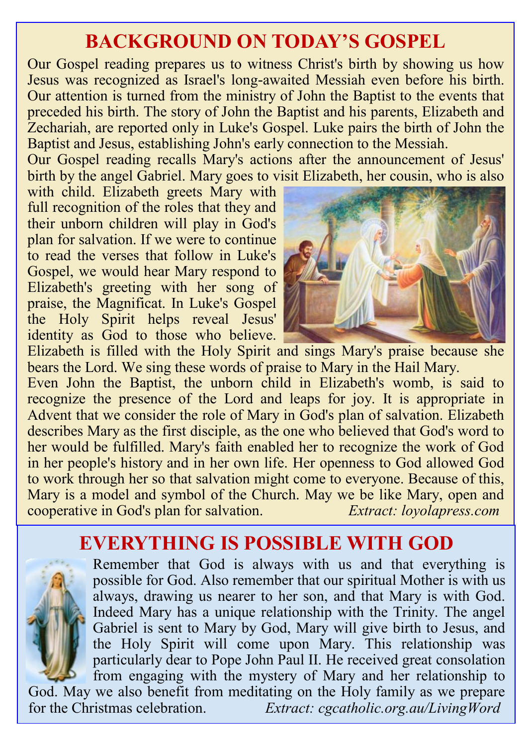# BACKGROUND ON TODAY'S GOSPEL

Our Gospel reading prepares us to witness Christ's birth by showing us how Jesus was recognized as Israel's long-awaited Messiah even before his birth. Our attention is turned from the ministry of John the Baptist to the events that preceded his birth. The story of John the Baptist and his parents, Elizabeth and Zechariah, are reported only in Luke's Gospel. Luke pairs the birth of John the Baptist and Jesus, establishing John's early connection to the Messiah.

Our Gospel reading recalls Mary's actions after the announcement of Jesus' birth by the angel Gabriel. Mary goes to visit Elizabeth, her cousin, who is also with child. Elizabeth greets Mary with full recognition of the roles that they and their unborn children will play in God's plan for salvation. If we were to continue to read the verses that follow in Luke's Gospel, we would hear Mary respond to Elizabeth's greeting with her song of praise, the Magnificat. In Luke's Gospel the Holy Spirit helps reveal Jesus' identity as God to those who believe. Elizabeth is filled with the Holy Spirit and sings Mary's praise because she bears the Lord. We sing these words of praise to Mary in the Hail Mary.

Even John the Baptist, the unborn child in Elizabeth's womb, is said to recognize the presence of the Lord and leaps for joy. It is appropriate in Advent that we consider the role of Mary in God's plan of salvation. Elizabeth describes Mary as the first disciple, as the one who believed that God's word to her would be fulfilled. Mary's faith enabled her to recognize the work of God in her people's history and in her own life. Her openness to God allowed God to work through her so that salvation might come to everyone. Because of this, Mary is a model and symbol of the Church. May we be like Mary, open and cooperative in God's plan for salvation. *Extract: loyolapress.com*

# EVERYTHING IS POSSIBLE WITH GOD

Remember that God is always with us and that everything is possible for God. Also remember that our spiritual Mother is with us always, drawing us nearer to her son, and that Mary is with God. Indeed Mary has a unique relationship with the Trinity. The angel Gabriel is sent to Mary by God, Mary will give birth to Jesus, and the Holy Spirit will come upon Mary. This relationship was particularly dear to Pope John Paul II. He received great consolation from engaging with the mystery of Mary and her relationship to God. May we also benefit from meditating on the Holy family as we prepare for the Christmas celebration. *Extract: cgcatholic.org.au/LivingWord*